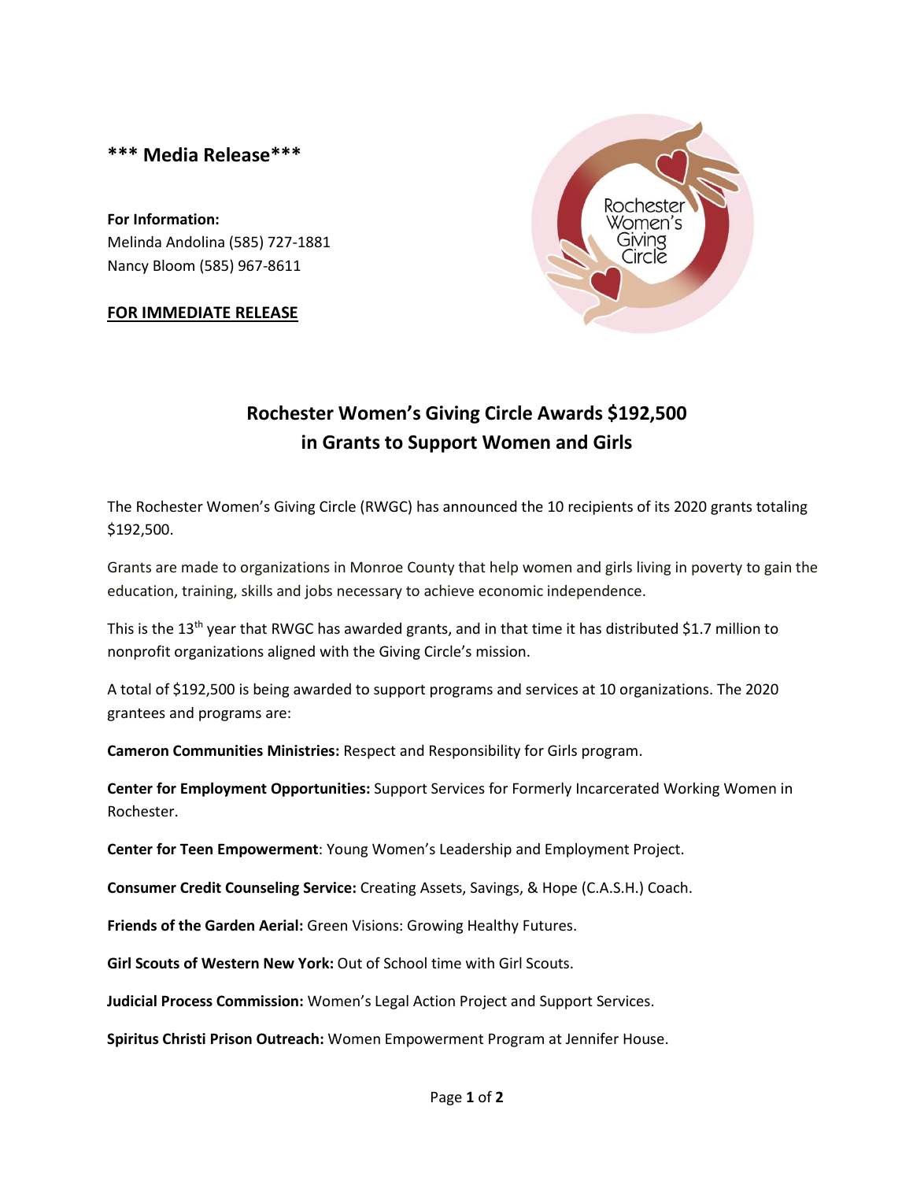**\*\*\* Media Release\*\*\***

**For Information:**
Melinda Andolina (585) 727-1881
Nancy Bloom (585) 967-8611

**FOR IMMEDIATE RELEASE**

## Rochester Women's Giving Circle Awards $192,500 in Grants to Support Women and Girls

The Rochester Women's Giving Circle (RWGC) has announced the 10 recipients of its 2020 grants totaling $192,500.

Grants are made to organizations in Monroe County that help women and girls living in poverty to gain the education, training, skills and jobs necessary to achieve economic independence.

This is the 13th year that RWGC has awarded grants, and in that time it has distributed $1.7 million to nonprofit organizations aligned with the Giving Circle's mission.

A total of $192,500 is being awarded to support programs and services at 10 organizations. The 2020 grantees and programs are:

**Cameron Communities Ministries:** Respect and Responsibility for Girls program.

**Center for Employment Opportunities:** Support Services for Formerly Incarcerated Working Women in Rochester.

**Center for Teen Empowerment**: Young Women's Leadership and Employment Project.

**Consumer Credit Counseling Service:** Creating Assets, Savings, & Hope (C.A.S.H.) Coach.

**Friends of the Garden Aerial:** Green Visions: Growing Healthy Futures.

**Girl Scouts of Western New York:** Out of School time with Girl Scouts.

**Judicial Process Commission:** Women's Legal Action Project and Support Services.

**Spiritus Christi Prison Outreach:** Women Empowerment Program at Jennifer House.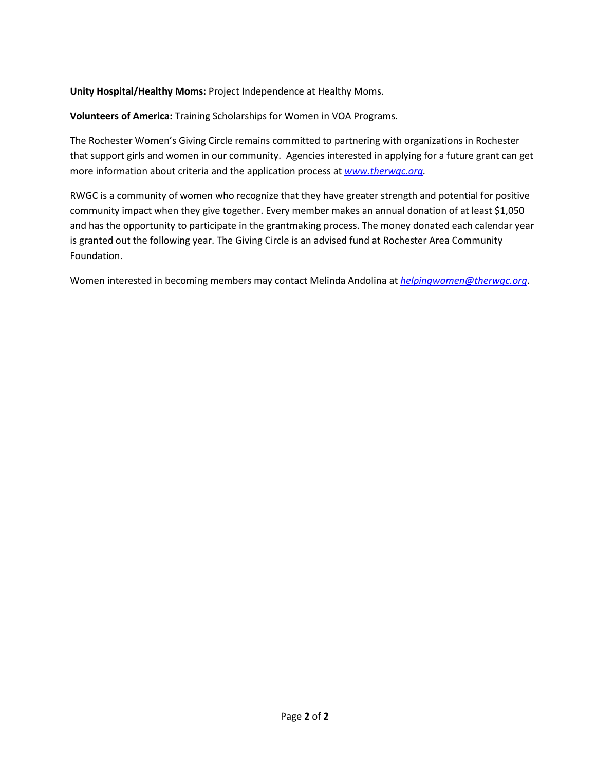**Unity Hospital/Healthy Moms:** Project Independence at Healthy Moms.

**Volunteers of America:** Training Scholarships for Women in VOA Programs.

The Rochester Women's Giving Circle remains committed to partnering with organizations in Rochester that support girls and women in our community. Agencies interested in applying for a future grant can get more information about criteria and the application process at *www.therwgc.org.*

RWGC is a community of women who recognize that they have greater strength and potential for positive community impact when they give together. Every member makes an annual donation of at least $1,050 and has the opportunity to participate in the grantmaking process. The money donated each calendar year is granted out the following year. The Giving Circle is an advised fund at Rochester Area Community Foundation.

Women interested in becoming members may contact Melinda Andolina at *helpingwomen@therwgc.org*.